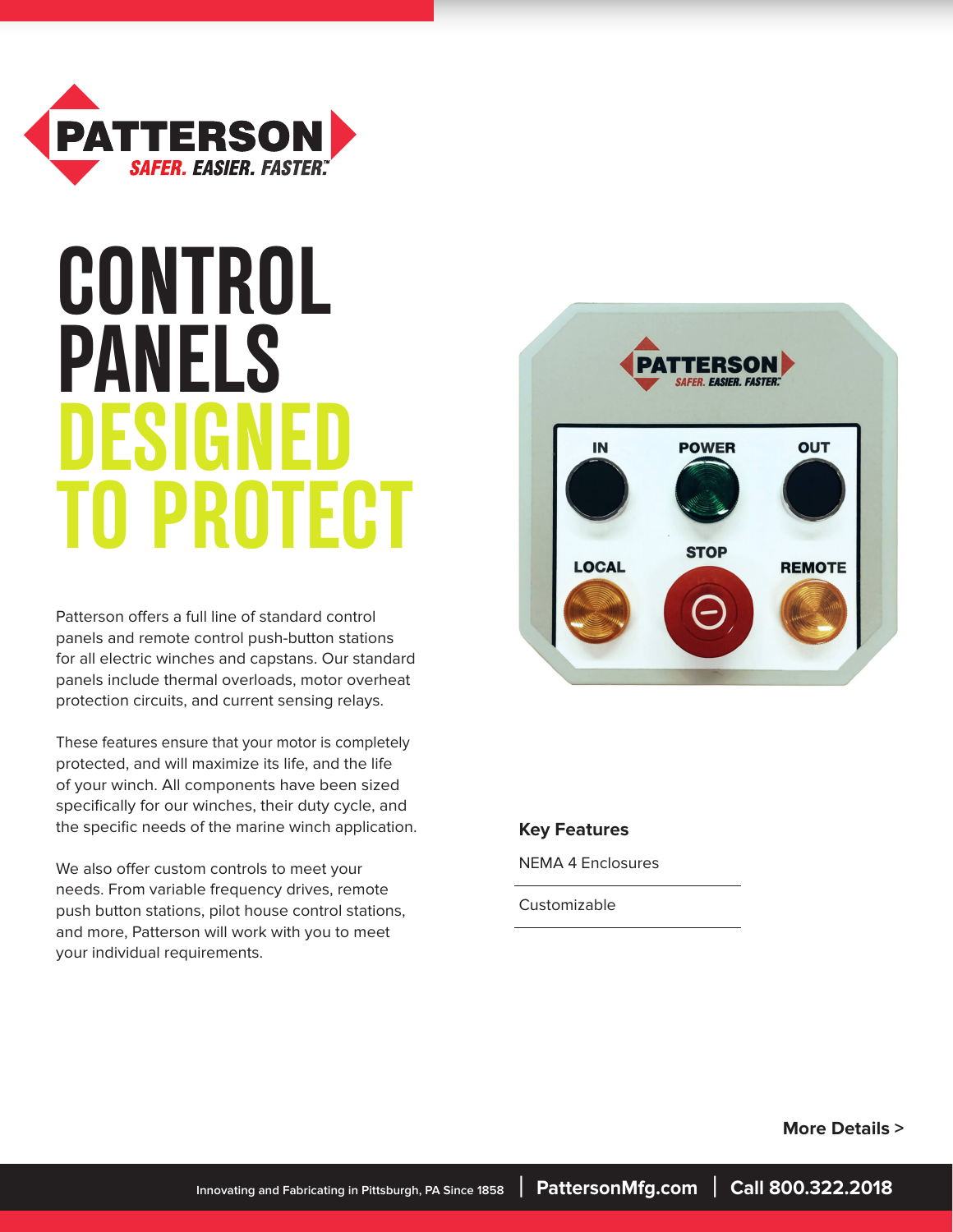# CONTROL PANELS DESIGNED TO PROTECT

Patterson offers a full line of standard control panels and remote control push-button stations for all electric winches and capstans. Our standard panels include thermal overloads, motor overheat protection circuits, and current sensing relays.

These features ensure that your motor is completely protected, and will maximize its life, and the life of your winch. All components have been sized specifically for our winches, their duty cycle, and the specific needs of the marine winch application.

We also offer custom controls to meet your needs. From variable frequency drives, remote push button stations, pilot house control stations, and more, Patterson will work with you to meet your individual requirements.

### Key Features

- NEMA 4 Enclosures
- Customizable

**More Details >**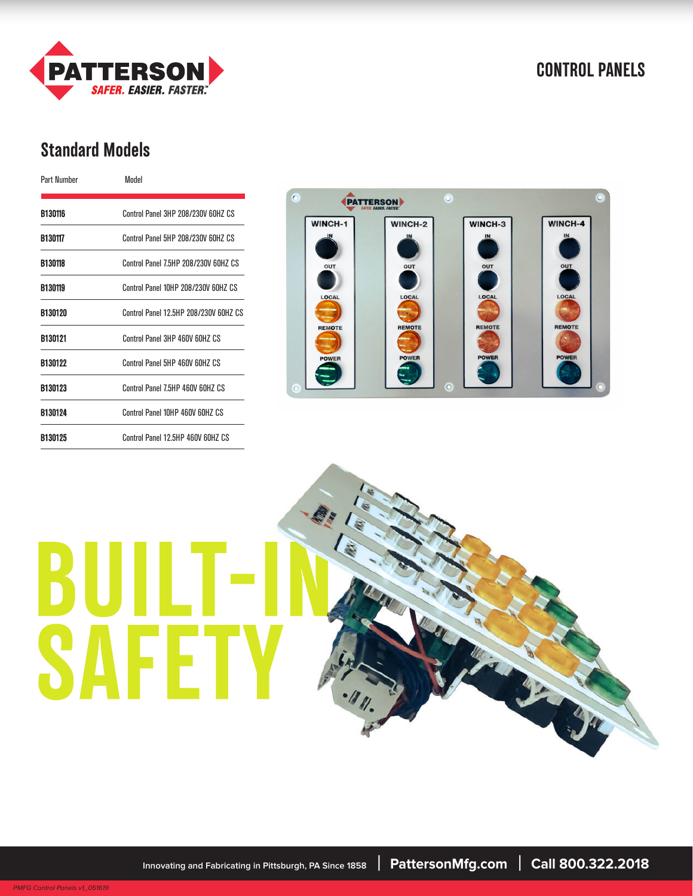# CONTROL PANELS

## Standard Models

| Part Number | Model |
|---|---|
| B130116 | Control Panel 3HP 208/230V 60HZ CS |
| B130117 | Control Panel 5HP 208/230V 60HZ CS |
| B130118 | Control Panel 7.5HP 208/230V 60HZ CS |
| B130119 | Control Panel 10HP 208/230V 60HZ CS |
| B130120 | Control Panel 12.5HP 208/230V 60HZ CS |
| B130121 | Control Panel 3HP 460V 60HZ CS |
| B130122 | Control Panel 5HP 460V 60HZ CS |
| B130123 | Control Panel 7.5HP 460V 60HZ CS |
| B130124 | Control Panel 10HP 460V 60HZ CS |
| B130125 | Control Panel 12.5HP 460V 60HZ CS |

# BUILT-IN SAFETY

Innovating and Fabricating in Pittsburgh, PA Since 1858 | PattersonMfg.com | Call 800.322.2018

PMFG Control Panels v1_051619